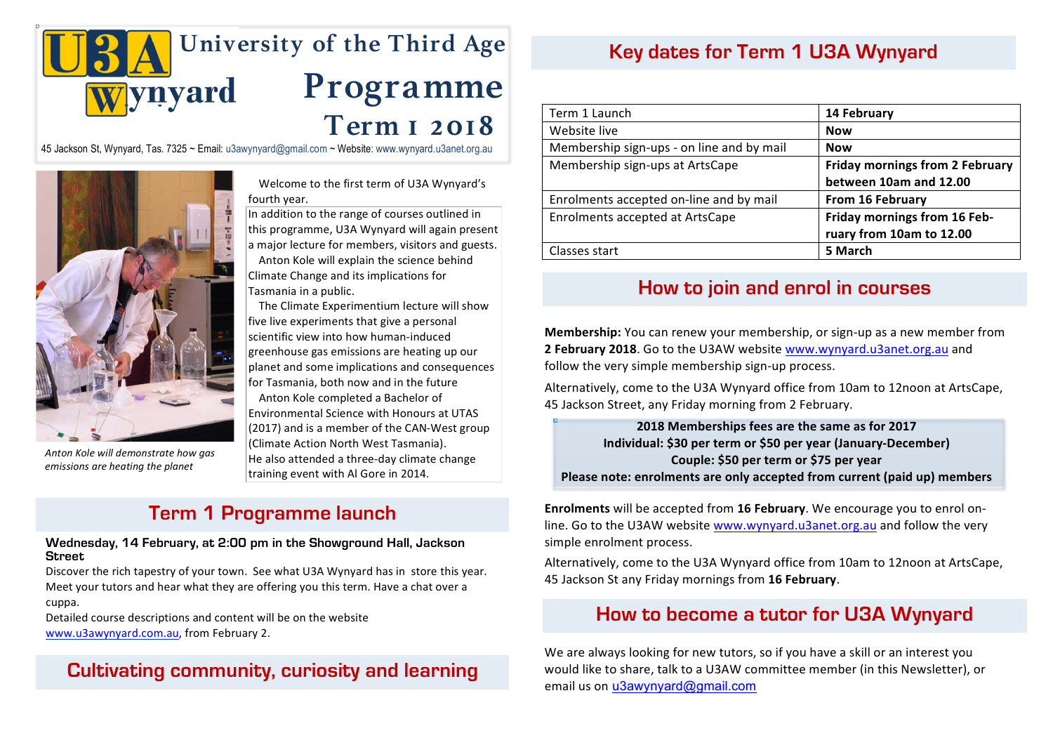# U3A Wynyard — University of the Third Age

# Programme Term 1 2018

45 Jackson St, Wynyard, Tas. 7325 ~ Email: u3awynyard@gmail.com ~ Website: www.wynyard.u3anet.org.au

*Anton Kole will demonstrate how gas emissions are heating the planet*

Welcome to the first term of U3A Wynyard's fourth year.

In addition to the range of courses outlined in this programme, U3A Wynyard will again present a major lecture for members, visitors and guests.

Anton Kole will explain the science behind Climate Change and its implications for Tasmania in a public.

The Climate Experimentium lecture will show five live experiments that give a personal scientific view into how human-induced greenhouse gas emissions are heating up our planet and some implications and consequences for Tasmania, both now and in the future

Anton Kole completed a Bachelor of Environmental Science with Honours at UTAS (2017) and is a member of the CAN-West group (Climate Action North West Tasmania).

He also attended a three-day climate change training event with Al Gore in 2014.

## Term 1 Programme launch

**Wednesday, 14 February, at 2:00 pm in the Showground Hall, Jackson Street**

Discover the rich tapestry of your town. See what U3A Wynyard has in store this year. Meet your tutors and hear what they are offering you this term. Have a chat over a cuppa.

Detailed course descriptions and content will be on the website www.u3awynyard.com.au, from February 2.

## Cultivating community, curiosity and learning

## Key dates for Term 1 U3A Wynyard

| | |
|---|---|
| Term 1 Launch | **14 February** |
| Website live | **Now** |
| Membership sign-ups - on line and by mail | **Now** |
| Membership sign-ups at ArtsCape | **Friday mornings from 2 February between 10am and 12.00** |
| Enrolments accepted on-line and by mail | **From 16 February** |
| Enrolments accepted at ArtsCape | **Friday mornings from 16 February from 10am to 12.00** |
| Classes start | **5 March** |

## How to join and enrol in courses

**Membership:** You can renew your membership, or sign-up as a new member from **2 February 2018**. Go to the U3AW website www.wynyard.u3anet.org.au and follow the very simple membership sign-up process.

Alternatively, come to the U3A Wynyard office from 10am to 12noon at ArtsCape, 45 Jackson Street, any Friday morning from 2 February.

**2018 Memberships fees are the same as for 2017**
**Individual: $30 per term or $50 per year (January-December)**
**Couple: $50 per term or $75 per year**
**Please note: enrolments are only accepted from current (paid up) members**

**Enrolments** will be accepted from **16 February**. We encourage you to enrol on-line. Go to the U3AW website www.wynyard.u3anet.org.au and follow the very simple enrolment process.

Alternatively, come to the U3A Wynyard office from 10am to 12noon at ArtsCape, 45 Jackson St any Friday mornings from **16 February**.

## How to become a tutor for U3A Wynyard

We are always looking for new tutors, so if you have a skill or an interest you would like to share, talk to a U3AW committee member (in this Newsletter), or email us on u3awynyard@gmail.com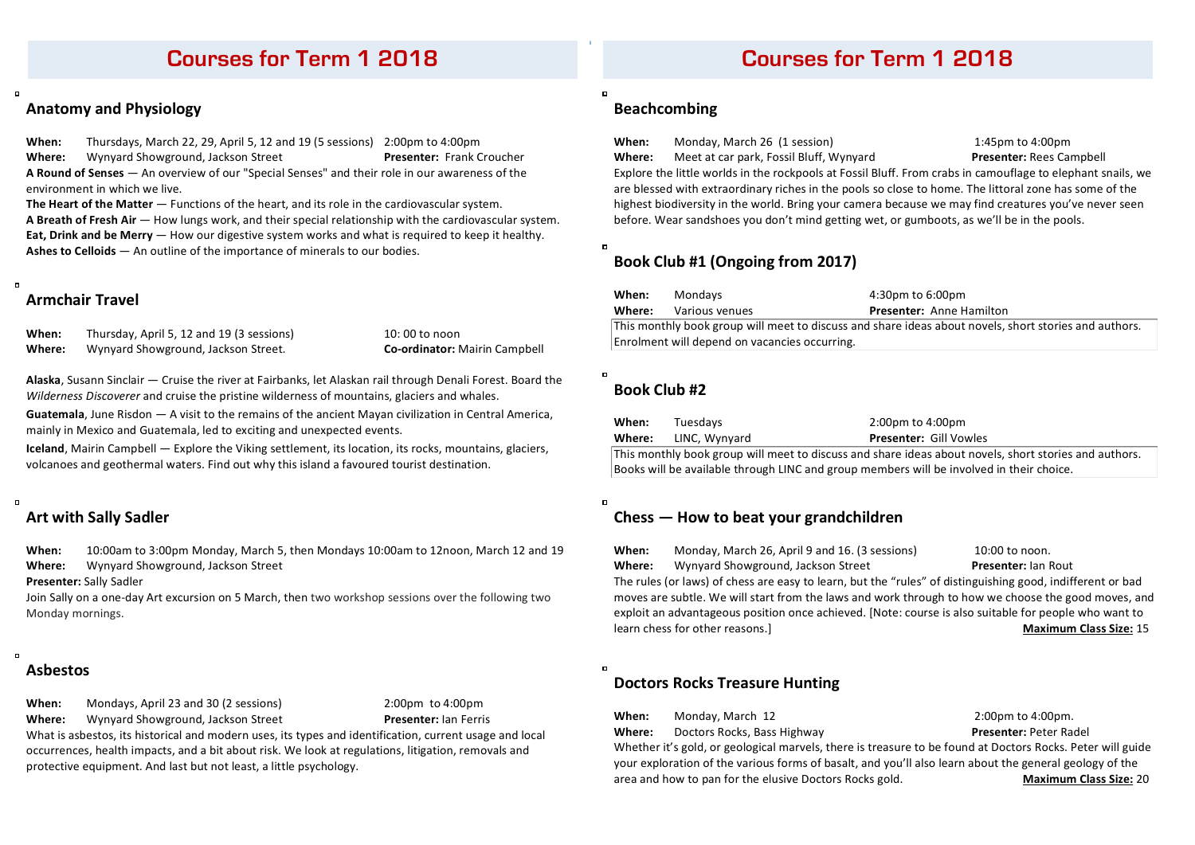# Courses for Term 1 2018

## Anatomy and Physiology

**When:** Thursdays, March 22, 29, April 5, 12 and 19 (5 sessions) 2:00pm to 4:00pm
**Where:** Wynyard Showground, Jackson Street **Presenter:** Frank Croucher

**A Round of Senses** — An overview of our "Special Senses" and their role in our awareness of the environment in which we live.
**The Heart of the Matter** — Functions of the heart, and its role in the cardiovascular system.
**A Breath of Fresh Air** — How lungs work, and their special relationship with the cardiovascular system.
**Eat, Drink and be Merry** — How our digestive system works and what is required to keep it healthy.
**Ashes to Celloids** — An outline of the importance of minerals to our bodies.

## Armchair Travel

**When:** Thursday, April 5, 12 and 19 (3 sessions) 10: 00 to noon
**Where:** Wynyard Showground, Jackson Street. **Co-ordinator:** Mairin Campbell

**Alaska**, Susann Sinclair — Cruise the river at Fairbanks, let Alaskan rail through Denali Forest. Board the *Wilderness Discoverer* and cruise the pristine wilderness of mountains, glaciers and whales.

**Guatemala**, June Risdon — A visit to the remains of the ancient Mayan civilization in Central America, mainly in Mexico and Guatemala, led to exciting and unexpected events.

**Iceland**, Mairin Campbell — Explore the Viking settlement, its location, its rocks, mountains, glaciers, volcanoes and geothermal waters. Find out why this island a favoured tourist destination.

## Art with Sally Sadler

**When:** 10:00am to 3:00pm Monday, March 5, then Mondays 10:00am to 12noon, March 12 and 19
**Where:** Wynyard Showground, Jackson Street
**Presenter:** Sally Sadler

Join Sally on a one-day Art excursion on 5 March, then two workshop sessions over the following two Monday mornings.

## Asbestos

**When:** Mondays, April 23 and 30 (2 sessions) 2:00pm to 4:00pm
**Where:** Wynyard Showground, Jackson Street **Presenter:** Ian Ferris

What is asbestos, its historical and modern uses, its types and identification, current usage and local occurrences, health impacts, and a bit about risk. We look at regulations, litigation, removals and protective equipment. And last but not least, a little psychology.

## Beachcombing

**When:** Monday, March 26 (1 session) 1:45pm to 4:00pm
**Where:** Meet at car park, Fossil Bluff, Wynyard **Presenter:** Rees Campbell

Explore the little worlds in the rockpools at Fossil Bluff. From crabs in camouflage to elephant snails, we are blessed with extraordinary riches in the pools so close to home. The littoral zone has some of the highest biodiversity in the world. Bring your camera because we may find creatures you've never seen before. Wear sandshoes you don't mind getting wet, or gumboots, as we'll be in the pools.

## Book Club #1 (Ongoing from 2017)

**When:** Mondays 4:30pm to 6:00pm
**Where:** Various venues **Presenter:** Anne Hamilton

This monthly book group will meet to discuss and share ideas about novels, short stories and authors. Enrolment will depend on vacancies occurring.

## Book Club #2

**When:** Tuesdays 2:00pm to 4:00pm
**Where:** LINC, Wynyard **Presenter:** Gill Vowles

This monthly book group will meet to discuss and share ideas about novels, short stories and authors. Books will be available through LINC and group members will be involved in their choice.

## Chess — How to beat your grandchildren

**When:** Monday, March 26, April 9 and 16. (3 sessions) 10:00 to noon.
**Where:** Wynyard Showground, Jackson Street **Presenter:** Ian Rout

The rules (or laws) of chess are easy to learn, but the "rules" of distinguishing good, indifferent or bad moves are subtle. We will start from the laws and work through to how we choose the good moves, and exploit an advantageous position once achieved. [Note: course is also suitable for people who want to learn chess for other reasons.] **Maximum Class Size:** 15

## Doctors Rocks Treasure Hunting

**When:** Monday, March 12 2:00pm to 4:00pm.
**Where:** Doctors Rocks, Bass Highway **Presenter:** Peter Radel

Whether it's gold, or geological marvels, there is treasure to be found at Doctors Rocks. Peter will guide your exploration of the various forms of basalt, and you'll also learn about the general geology of the area and how to pan for the elusive Doctors Rocks gold. **Maximum Class Size:** 20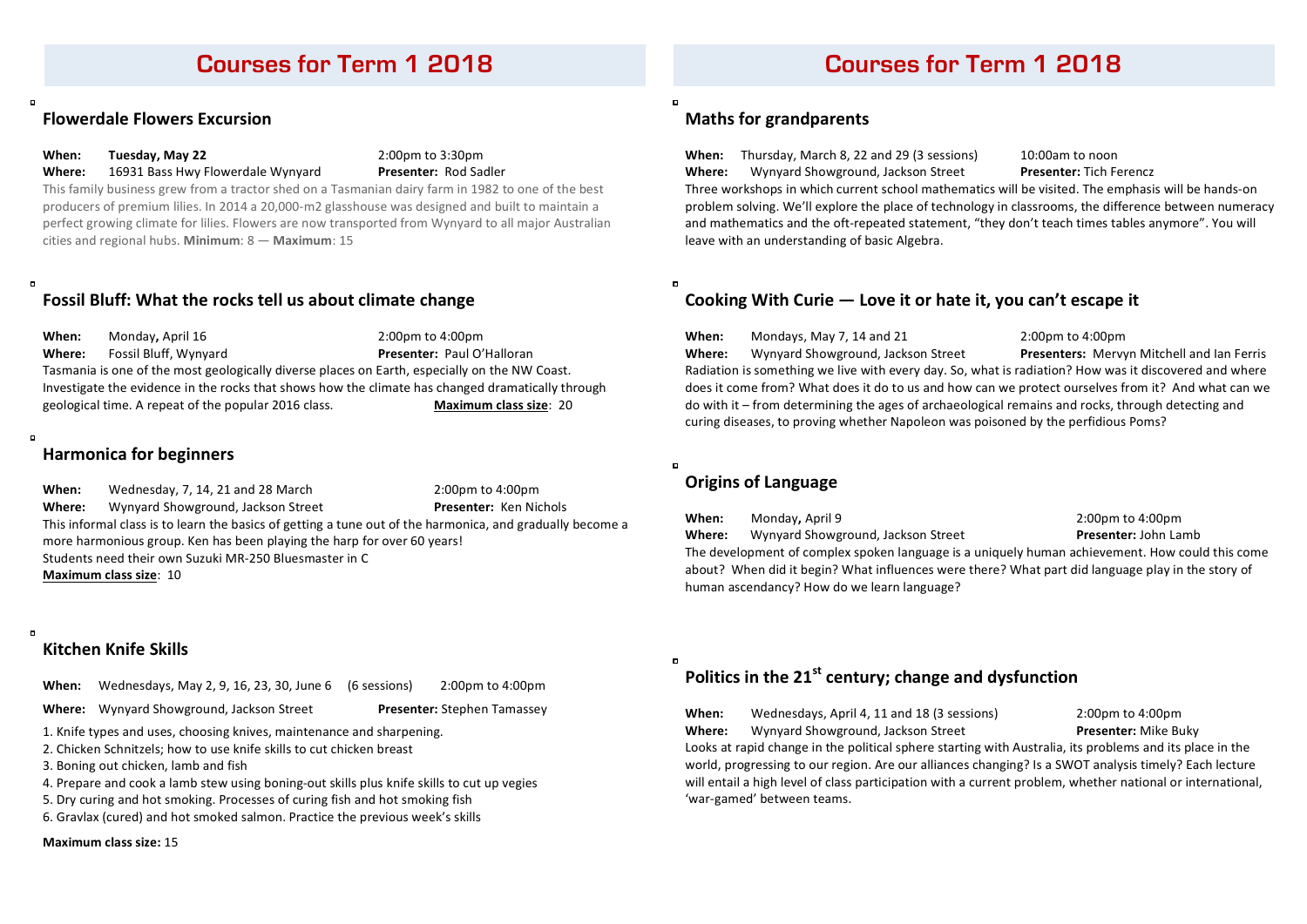# Courses for Term 1 2018

## Flowerdale Flowers Excursion

**When:** **Tuesday, May 22** 2:00pm to 3:30pm
**Where:** 16931 Bass Hwy Flowerdale Wynyard **Presenter:** Rod Sadler

This family business grew from a tractor shed on a Tasmanian dairy farm in 1982 to one of the best producers of premium lilies. In 2014 a 20,000-m2 glasshouse was designed and built to maintain a perfect growing climate for lilies. Flowers are now transported from Wynyard to all major Australian cities and regional hubs. **Minimum**: 8 — **Maximum**: 15

## Fossil Bluff: What the rocks tell us about climate change

**When:** Monday**,** April 16 2:00pm to 4:00pm
**Where:** Fossil Bluff, Wynyard **Presenter:** Paul O'Halloran

Tasmania is one of the most geologically diverse places on Earth, especially on the NW Coast. Investigate the evidence in the rocks that shows how the climate has changed dramatically through geological time. A repeat of the popular 2016 class. **Maximum class size**: 20

## Harmonica for beginners

**When:** Wednesday, 7, 14, 21 and 28 March 2:00pm to 4:00pm
**Where:** Wynyard Showground, Jackson Street **Presenter:** Ken Nichols

This informal class is to learn the basics of getting a tune out of the harmonica, and gradually become a more harmonious group. Ken has been playing the harp for over 60 years!
Students need their own Suzuki MR-250 Bluesmaster in C
**Maximum class size**: 10

## Kitchen Knife Skills

**When:** Wednesdays, May 2, 9, 16, 23, 30, June 6 (6 sessions) 2:00pm to 4:00pm
**Where:** Wynyard Showground, Jackson Street **Presenter:** Stephen Tamassey

1. Knife types and uses, choosing knives, maintenance and sharpening.
2. Chicken Schnitzels; how to use knife skills to cut chicken breast
3. Boning out chicken, lamb and fish
4. Prepare and cook a lamb stew using boning-out skills plus knife skills to cut up vegies
5. Dry curing and hot smoking. Processes of curing fish and hot smoking fish
6. Gravlax (cured) and hot smoked salmon. Practice the previous week's skills

**Maximum class size:** 15

## Maths for grandparents

**When:** Thursday, March 8, 22 and 29 (3 sessions) 10:00am to noon
**Where:** Wynyard Showground, Jackson Street **Presenter:** Tich Ferencz

Three workshops in which current school mathematics will be visited. The emphasis will be hands-on problem solving. We'll explore the place of technology in classrooms, the difference between numeracy and mathematics and the oft-repeated statement, "they don't teach times tables anymore". You will leave with an understanding of basic Algebra.

## Cooking With Curie — Love it or hate it, you can't escape it

**When:** Mondays, May 7, 14 and 21 2:00pm to 4:00pm
**Where:** Wynyard Showground, Jackson Street **Presenters:** Mervyn Mitchell and Ian Ferris

Radiation is something we live with every day. So, what is radiation? How was it discovered and where does it come from? What does it do to us and how can we protect ourselves from it? And what can we do with it – from determining the ages of archaeological remains and rocks, through detecting and curing diseases, to proving whether Napoleon was poisoned by the perfidious Poms?

## Origins of Language

**When:** Monday**,** April 9 2:00pm to 4:00pm
**Where:** Wynyard Showground, Jackson Street **Presenter:** John Lamb

The development of complex spoken language is a uniquely human achievement. How could this come about? When did it begin? What influences were there? What part did language play in the story of human ascendancy? How do we learn language?

## Politics in the 21st century; change and dysfunction

**When:** Wednesdays, April 4, 11 and 18 (3 sessions) 2:00pm to 4:00pm
**Where:** Wynyard Showground, Jackson Street **Presenter:** Mike Buky

Looks at rapid change in the political sphere starting with Australia, its problems and its place in the world, progressing to our region. Are our alliances changing? Is a SWOT analysis timely? Each lecture will entail a high level of class participation with a current problem, whether national or international, 'war-gamed' between teams.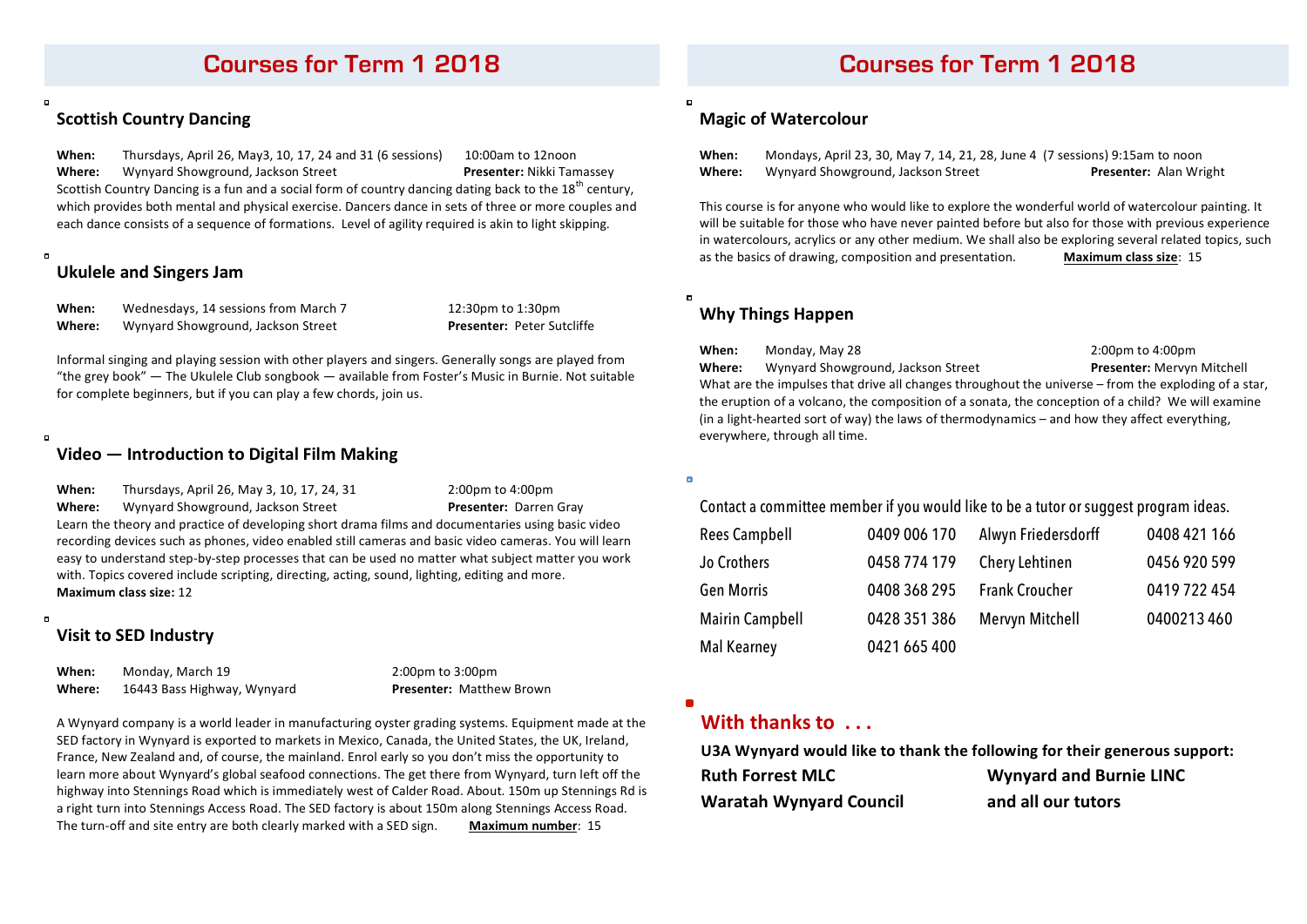# Courses for Term 1 2018

## Scottish Country Dancing

**When:** Thursdays, April 26, May3, 10, 17, 24 and 31 (6 sessions) 10:00am to 12noon
**Where:** Wynyard Showground, Jackson Street **Presenter:** Nikki Tamassey

Scottish Country Dancing is a fun and a social form of country dancing dating back to the 18th century, which provides both mental and physical exercise. Dancers dance in sets of three or more couples and each dance consists of a sequence of formations. Level of agility required is akin to light skipping.

## Ukulele and Singers Jam

**When:** Wednesdays, 14 sessions from March 7 12:30pm to 1:30pm
**Where:** Wynyard Showground, Jackson Street **Presenter:** Peter Sutcliffe

Informal singing and playing session with other players and singers. Generally songs are played from "the grey book" — The Ukulele Club songbook — available from Foster's Music in Burnie. Not suitable for complete beginners, but if you can play a few chords, join us.

## Video — Introduction to Digital Film Making

**When:** Thursdays, April 26, May 3, 10, 17, 24, 31 2:00pm to 4:00pm
**Where:** Wynyard Showground, Jackson Street **Presenter:** Darren Gray

Learn the theory and practice of developing short drama films and documentaries using basic video recording devices such as phones, video enabled still cameras and basic video cameras. You will learn easy to understand step-by-step processes that can be used no matter what subject matter you work with. Topics covered include scripting, directing, acting, sound, lighting, editing and more.
**Maximum class size:** 12

## Visit to SED Industry

**When:** Monday, March 19 2:00pm to 3:00pm
**Where:** 16443 Bass Highway, Wynyard **Presenter:** Matthew Brown

A Wynyard company is a world leader in manufacturing oyster grading systems. Equipment made at the SED factory in Wynyard is exported to markets in Mexico, Canada, the United States, the UK, Ireland, France, New Zealand and, of course, the mainland. Enrol early so you don't miss the opportunity to learn more about Wynyard's global seafood connections. The get there from Wynyard, turn left off the highway into Stennings Road which is immediately west of Calder Road. About. 150m up Stennings Rd is a right turn into Stennings Access Road. The SED factory is about 150m along Stennings Access Road. The turn-off and site entry are both clearly marked with a SED sign. **Maximum number**: 15

## Magic of Watercolour

**When:** Mondays, April 23, 30, May 7, 14, 21, 28, June 4 (7 sessions) 9:15am to noon
**Where:** Wynyard Showground, Jackson Street **Presenter:** Alan Wright

This course is for anyone who would like to explore the wonderful world of watercolour painting. It will be suitable for those who have never painted before but also for those with previous experience in watercolours, acrylics or any other medium. We shall also be exploring several related topics, such as the basics of drawing, composition and presentation. **Maximum class size**: 15

## Why Things Happen

**When:** Monday, May 28 2:00pm to 4:00pm
**Where:** Wynyard Showground, Jackson Street **Presenter:** Mervyn Mitchell

What are the impulses that drive all changes throughout the universe – from the exploding of a star, the eruption of a volcano, the composition of a sonata, the conception of a child? We will examine (in a light-hearted sort of way) the laws of thermodynamics – and how they affect everything, everywhere, through all time.

Contact a committee member if you would like to be a tutor or suggest program ideas.

| Name | Phone | Name | Phone |
|---|---|---|---|
| Rees Campbell | 0409 006 170 | Alwyn Friedersdorff | 0408 421 166 |
| Jo Crothers | 0458 774 179 | Chery Lehtinen | 0456 920 599 |
| Gen Morris | 0408 368 295 | Frank Croucher | 0419 722 454 |
| Mairin Campbell | 0428 351 386 | Mervyn Mitchell | 0400213 460 |
| Mal Kearney | 0421 665 400 | | |

## With thanks to . . .

**U3A Wynyard would like to thank the following for their generous support:**

**Ruth Forrest MLC**
**Wynyard and Burnie LINC**
**Waratah Wynyard Council**
**and all our tutors**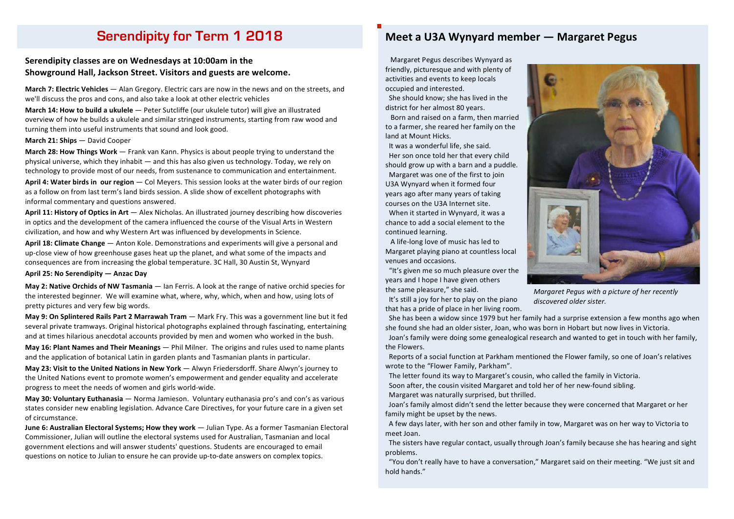## Serendipity for Term 1 2018

**Serendipity classes are on Wednesdays at 10:00am in the Showground Hall, Jackson Street. Visitors and guests are welcome.**

**March 7: Electric Vehicles** — Alan Gregory. Electric cars are now in the news and on the streets, and we'll discuss the pros and cons, and also take a look at other electric vehicles

**March 14: How to build a ukulele** — Peter Sutcliffe (our ukulele tutor) will give an illustrated overview of how he builds a ukulele and similar stringed instruments, starting from raw wood and turning them into useful instruments that sound and look good.

**March 21: Ships** — David Cooper

**March 28: How Things Work** — Frank van Kann. Physics is about people trying to understand the physical universe, which they inhabit — and this has also given us technology. Today, we rely on technology to provide most of our needs, from sustenance to communication and entertainment.

**April 4: Water birds in our region** — Col Meyers. This session looks at the water birds of our region as a follow on from last term's land birds session. A slide show of excellent photographs with informal commentary and questions answered.

**April 11: History of Optics in Art** — Alex Nicholas. An illustrated journey describing how discoveries in optics and the development of the camera influenced the course of the Visual Arts in Western civilization, and how and why Western Art was influenced by developments in Science.

**April 18: Climate Change** — Anton Kole. Demonstrations and experiments will give a personal and up-close view of how greenhouse gases heat up the planet, and what some of the impacts and consequences are from increasing the global temperature. 3C Hall, 30 Austin St, Wynyard

**April 25: No Serendipity — Anzac Day**

**May 2: Native Orchids of NW Tasmania** — Ian Ferris. A look at the range of native orchid species for the interested beginner. We will examine what, where, why, which, when and how, using lots of pretty pictures and very few big words.

**May 9: On Splintered Rails Part 2 Marrawah Tram** — Mark Fry. This was a government line but it fed several private tramways. Original historical photographs explained through fascinating, entertaining and at times hilarious anecdotal accounts provided by men and women who worked in the bush.

**May 16: Plant Names and Their Meanings** — Phil Milner. The origins and rules used to name plants and the application of botanical Latin in garden plants and Tasmanian plants in particular.

**May 23: Visit to the United Nations in New York** — Alwyn Friedersdorff. Share Alwyn's journey to the United Nations event to promote women's empowerment and gender equality and accelerate progress to meet the needs of women and girls world-wide.

**May 30: Voluntary Euthanasia** — Norma Jamieson. Voluntary euthanasia pro's and con's as various states consider new enabling legislation. Advance Care Directives, for your future care in a given set of circumstance.

**June 6: Australian Electoral Systems; How they work** — Julian Type. As a former Tasmanian Electoral Commissioner, Julian will outline the electoral systems used for Australian, Tasmanian and local government elections and will answer students' questions. Students are encouraged to email questions on notice to Julian to ensure he can provide up-to-date answers on complex topics.

## Meet a U3A Wynyard member — Margaret Pegus

Margaret Pegus describes Wynyard as friendly, picturesque and with plenty of activities and events to keep locals occupied and interested.

She should know; she has lived in the district for her almost 80 years.

Born and raised on a farm, then married to a farmer, she reared her family on the land at Mount Hicks.

It was a wonderful life, she said.

Her son once told her that every child should grow up with a barn and a puddle.

Margaret was one of the first to join U3A Wynyard when it formed four years ago after many years of taking courses on the U3A Internet site.

When it started in Wynyard, it was a chance to add a social element to the continued learning.

A life-long love of music has led to Margaret playing piano at countless local venues and occasions.

"It's given me so much pleasure over the years and I hope I have given others the same pleasure," she said.

It's still a joy for her to play on the piano that has a pride of place in her living room.

*Margaret Pegus with a picture of her recently discovered older sister.*

She has been a widow since 1979 but her family had a surprise extension a few months ago when she found she had an older sister, Joan, who was born in Hobart but now lives in Victoria.

Joan's family were doing some genealogical research and wanted to get in touch with her family, the Flowers.

Reports of a social function at Parkham mentioned the Flower family, so one of Joan's relatives wrote to the "Flower Family, Parkham".

The letter found its way to Margaret's cousin, who called the family in Victoria.

Soon after, the cousin visited Margaret and told her of her new-found sibling.

Margaret was naturally surprised, but thrilled.

Joan's family almost didn't send the letter because they were concerned that Margaret or her family might be upset by the news.

A few days later, with her son and other family in tow, Margaret was on her way to Victoria to meet Joan.

The sisters have regular contact, usually through Joan's family because she has hearing and sight problems.

"You don't really have to have a conversation," Margaret said on their meeting. "We just sit and hold hands."